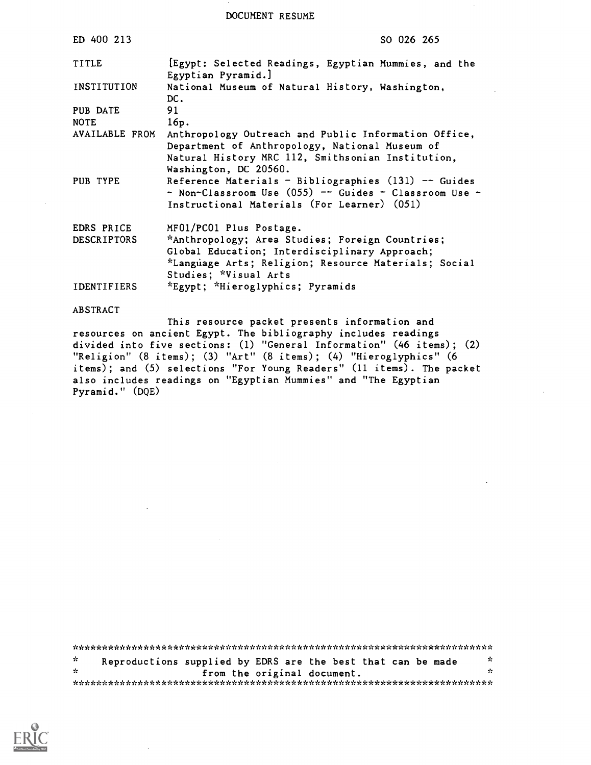# DOCUMENT RESUME

| | |
|---|---|
| ED 400 213 | SO 026 265 |
| TITLE | [Egypt: Selected Readings, Egyptian Mummies, and the Egyptian Pyramid.] |
| INSTITUTION | National Museum of Natural History, Washington, DC. |
| PUB DATE | 91 |
| NOTE | 16p. |
| AVAILABLE FROM | Anthropology Outreach and Public Information Office, Department of Anthropology, National Museum of Natural History MRC 112, Smithsonian Institution, Washington, DC 20560. |
| PUB TYPE | Reference Materials - Bibliographies (131) -- Guides - Non-Classroom Use (055) -- Guides - Classroom Use - Instructional Materials (For Learner) (051) |
| EDRS PRICE | MF01/PC01 Plus Postage. |
| DESCRIPTORS | *Anthropology; Area Studies; Foreign Countries; Global Education; Interdisciplinary Approach; *Language Arts; Religion; Resource Materials; Social Studies; *Visual Arts |
| IDENTIFIERS | *Egypt; *Hieroglyphics; Pyramids |

ABSTRACT

This resource packet presents information and resources on ancient Egypt. The bibliography includes readings divided into five sections: (1) "General Information" (46 items); (2) "Religion" (8 items); (3) "Art" (8 items); (4) "Hieroglyphics" (6 items); and (5) selections "For Young Readers" (11 items). The packet also includes readings on "Egyptian Mummies" and "The Egyptian Pyramid." (DQE)

***********************************************************************
* Reproductions supplied by EDRS are the best that can be made *
* from the original document. *
***********************************************************************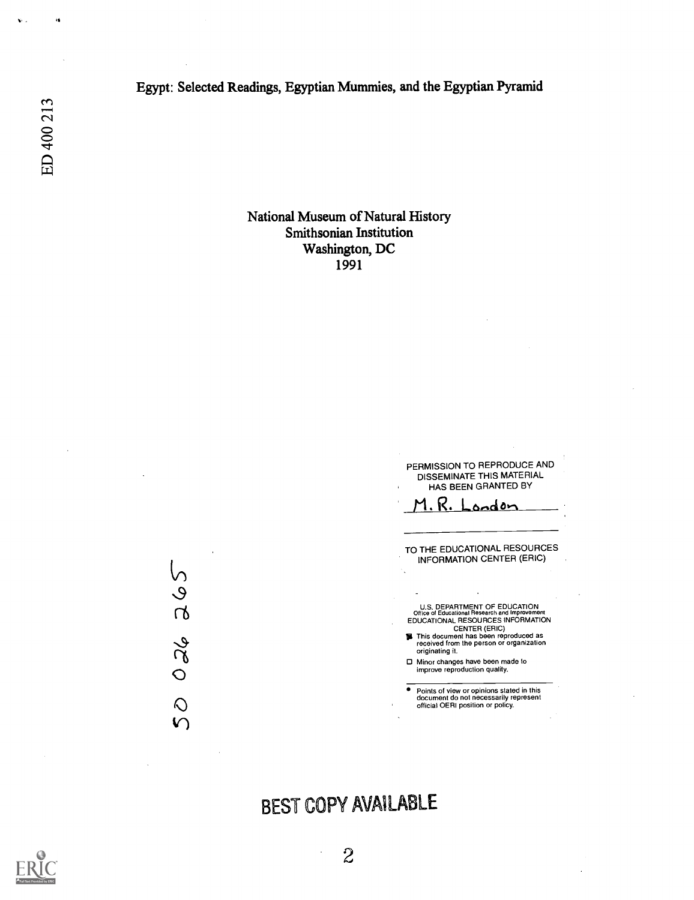# Egypt: Selected Readings, Egyptian Mummies, and the Egyptian Pyramid

ED 400 213

National Museum of Natural History
Smithsonian Institution
Washington, DC
1991

PERMISSION TO REPRODUCE AND DISSEMINATE THIS MATERIAL HAS BEEN GRANTED BY

M. R. London

TO THE EDUCATIONAL RESOURCES INFORMATION CENTER (ERIC)

U.S. DEPARTMENT OF EDUCATION
Office of Educational Research and Improvement
EDUCATIONAL RESOURCES INFORMATION CENTER (ERIC)

- This document has been reproduced as received from the person or organization originating it.
- Minor changes have been made to improve reproduction quality.

- Points of view or opinions stated in this document do not necessarily represent official OERI position or policy.

SO 026 265

BEST COPY AVAILABLE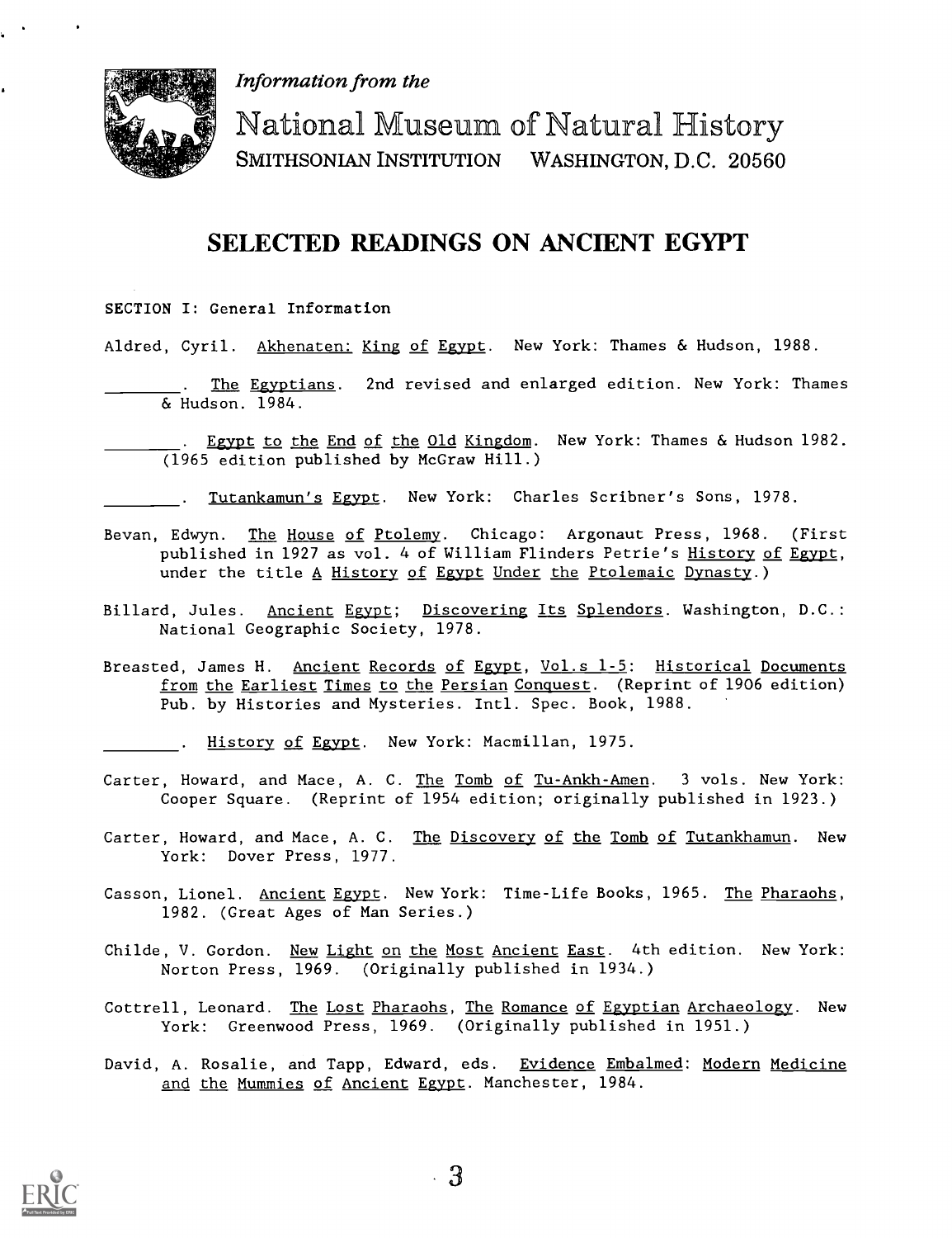*Information from the*

National Museum of Natural History
SMITHSONIAN INSTITUTION WASHINGTON, D.C. 20560

# SELECTED READINGS ON ANCIENT EGYPT

SECTION I: General Information

Aldred, Cyril. Akhenaten: King of Egypt. New York: Thames & Hudson, 1988.

\_\_\_\_\_\_\_\_. The Egyptians. 2nd revised and enlarged edition. New York: Thames & Hudson. 1984.

\_\_\_\_\_\_\_\_. Egypt to the End of the Old Kingdom. New York: Thames & Hudson 1982. (1965 edition published by McGraw Hill.)

\_\_\_\_\_\_\_\_. Tutankamun's Egypt. New York: Charles Scribner's Sons, 1978.

Bevan, Edwyn. The House of Ptolemy. Chicago: Argonaut Press, 1968. (First published in 1927 as vol. 4 of William Flinders Petrie's History of Egypt, under the title A History of Egypt Under the Ptolemaic Dynasty.)

Billard, Jules. Ancient Egypt; Discovering Its Splendors. Washington, D.C.: National Geographic Society, 1978.

Breasted, James H. Ancient Records of Egypt, Vol.s 1-5: Historical Documents from the Earliest Times to the Persian Conquest. (Reprint of 1906 edition) Pub. by Histories and Mysteries. Intl. Spec. Book, 1988.

\_\_\_\_\_\_\_\_. History of Egypt. New York: Macmillan, 1975.

Carter, Howard, and Mace, A. C. The Tomb of Tu-Ankh-Amen. 3 vols. New York: Cooper Square. (Reprint of 1954 edition; originally published in 1923.)

Carter, Howard, and Mace, A. C. The Discovery of the Tomb of Tutankhamun. New York: Dover Press, 1977.

Casson, Lionel. Ancient Egypt. New York: Time-Life Books, 1965. The Pharaohs, 1982. (Great Ages of Man Series.)

Childe, V. Gordon. New Light on the Most Ancient East. 4th edition. New York: Norton Press, 1969. (Originally published in 1934.)

Cottrell, Leonard. The Lost Pharaohs, The Romance of Egyptian Archaeology. New York: Greenwood Press, 1969. (Originally published in 1951.)

David, A. Rosalie, and Tapp, Edward, eds. Evidence Embalmed: Modern Medicine and the Mummies of Ancient Egypt. Manchester, 1984.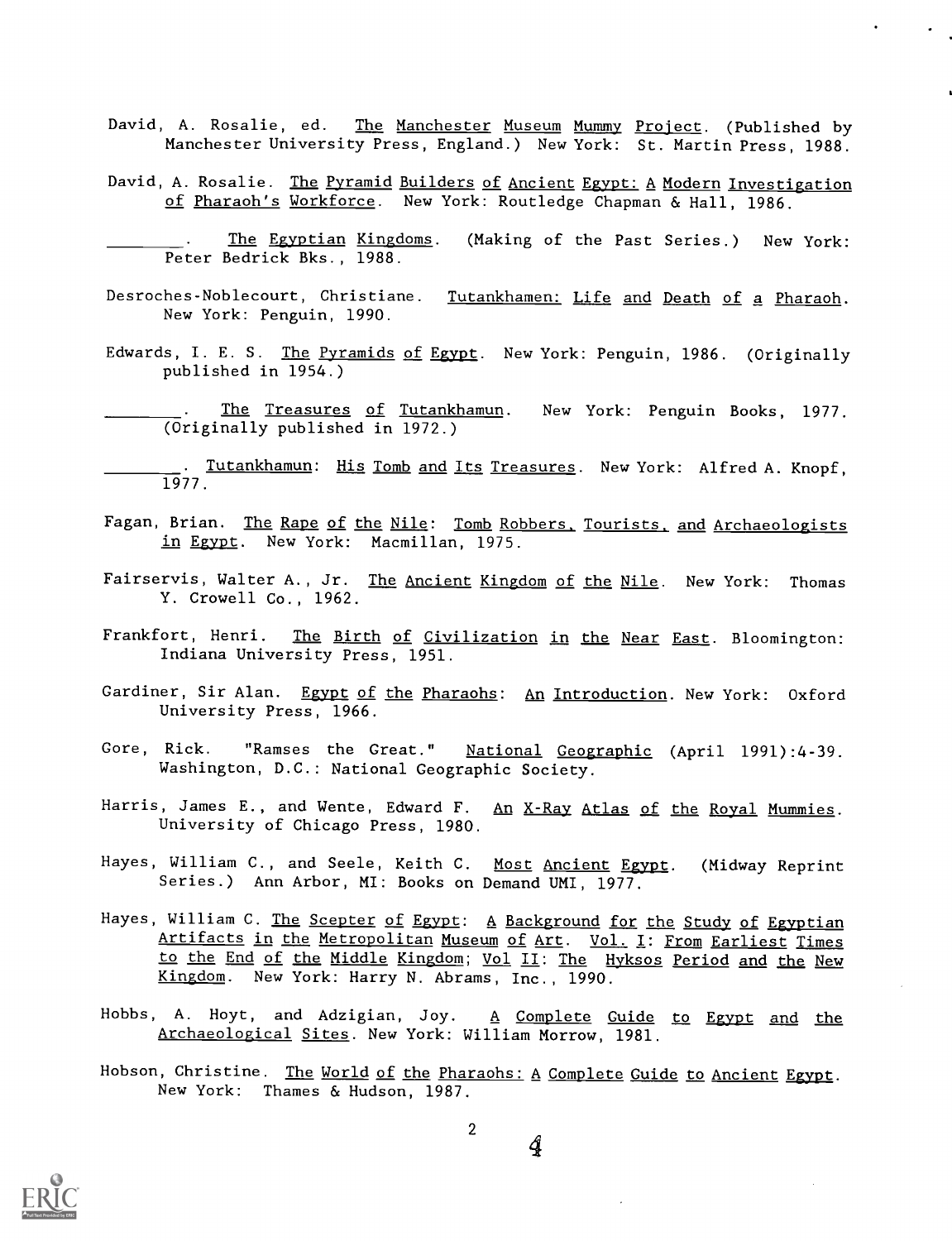David, A. Rosalie, ed. The Manchester Museum Mummy Project. (Published by Manchester University Press, England.) New York: St. Martin Press, 1988.

David, A. Rosalie. The Pyramid Builders of Ancient Egypt: A Modern Investigation of Pharaoh's Workforce. New York: Routledge Chapman & Hall, 1986.

________. The Egyptian Kingdoms. (Making of the Past Series.) New York: Peter Bedrick Bks., 1988.

Desroches-Noblecourt, Christiane. Tutankhamen: Life and Death of a Pharaoh. New York: Penguin, 1990.

Edwards, I. E. S. The Pyramids of Egypt. New York: Penguin, 1986. (Originally published in 1954.)

________. The Treasures of Tutankhamun. New York: Penguin Books, 1977. (Originally published in 1972.)

________. Tutankhamun: His Tomb and Its Treasures. New York: Alfred A. Knopf, 1977.

Fagan, Brian. The Rape of the Nile: Tomb Robbers, Tourists, and Archaeologists in Egypt. New York: Macmillan, 1975.

Fairservis, Walter A., Jr. The Ancient Kingdom of the Nile. New York: Thomas Y. Crowell Co., 1962.

Frankfort, Henri. The Birth of Civilization in the Near East. Bloomington: Indiana University Press, 1951.

Gardiner, Sir Alan. Egypt of the Pharaohs: An Introduction. New York: Oxford University Press, 1966.

Gore, Rick. "Ramses the Great." National Geographic (April 1991):4-39. Washington, D.C.: National Geographic Society.

Harris, James E., and Wente, Edward F. An X-Ray Atlas of the Royal Mummies. University of Chicago Press, 1980.

Hayes, William C., and Seele, Keith C. Most Ancient Egypt. (Midway Reprint Series.) Ann Arbor, MI: Books on Demand UMI, 1977.

Hayes, William C. The Scepter of Egypt: A Background for the Study of Egyptian Artifacts in the Metropolitan Museum of Art. Vol. I: From Earliest Times to the End of the Middle Kingdom; Vol II: The Hyksos Period and the New Kingdom. New York: Harry N. Abrams, Inc., 1990.

Hobbs, A. Hoyt, and Adzigian, Joy. A Complete Guide to Egypt and the Archaeological Sites. New York: William Morrow, 1981.

Hobson, Christine. The World of the Pharaohs: A Complete Guide to Ancient Egypt. New York: Thames & Hudson, 1987.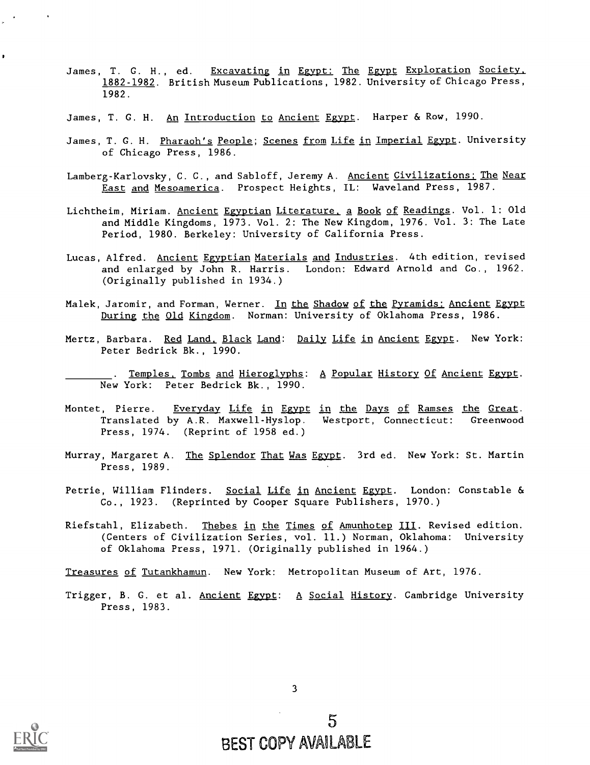James, T. G. H., ed. Excavating in Egypt: The Egypt Exploration Society, 1882-1982. British Museum Publications, 1982. University of Chicago Press, 1982.

James, T. G. H. An Introduction to Ancient Egypt. Harper & Row, 1990.

James, T. G. H. Pharaoh's People; Scenes from Life in Imperial Egypt. University of Chicago Press, 1986.

Lamberg-Karlovsky, C. C., and Sabloff, Jeremy A. Ancient Civilizations: The Near East and Mesoamerica. Prospect Heights, IL: Waveland Press, 1987.

Lichtheim, Miriam. Ancient Egyptian Literature, a Book of Readings. Vol. 1: Old and Middle Kingdoms, 1973. Vol. 2: The New Kingdom, 1976. Vol. 3: The Late Period, 1980. Berkeley: University of California Press.

Lucas, Alfred. Ancient Egyptian Materials and Industries. 4th edition, revised and enlarged by John R. Harris. London: Edward Arnold and Co., 1962. (Originally published in 1934.)

Malek, Jaromir, and Forman, Werner. In the Shadow of the Pyramids: Ancient Egypt During the Old Kingdom. Norman: University of Oklahoma Press, 1986.

Mertz, Barbara. Red Land, Black Land: Daily Life in Ancient Egypt. New York: Peter Bedrick Bk., 1990.

________. Temples, Tombs and Hieroglyphs: A Popular History Of Ancient Egypt. New York: Peter Bedrick Bk., 1990.

Montet, Pierre. Everyday Life in Egypt in the Days of Ramses the Great. Translated by A.R. Maxwell-Hyslop. Westport, Connecticut: Greenwood Press, 1974. (Reprint of 1958 ed.)

Murray, Margaret A. The Splendor That Was Egypt. 3rd ed. New York: St. Martin Press, 1989.

Petrie, William Flinders. Social Life in Ancient Egypt. London: Constable & Co., 1923. (Reprinted by Cooper Square Publishers, 1970.)

Riefstahl, Elizabeth. Thebes in the Times of Amunhotep III. Revised edition. (Centers of Civilization Series, vol. 11.) Norman, Oklahoma: University of Oklahoma Press, 1971. (Originally published in 1964.)

Treasures of Tutankhamun. New York: Metropolitan Museum of Art, 1976.

Trigger, B. G. et al. Ancient Egypt: A Social History. Cambridge University Press, 1983.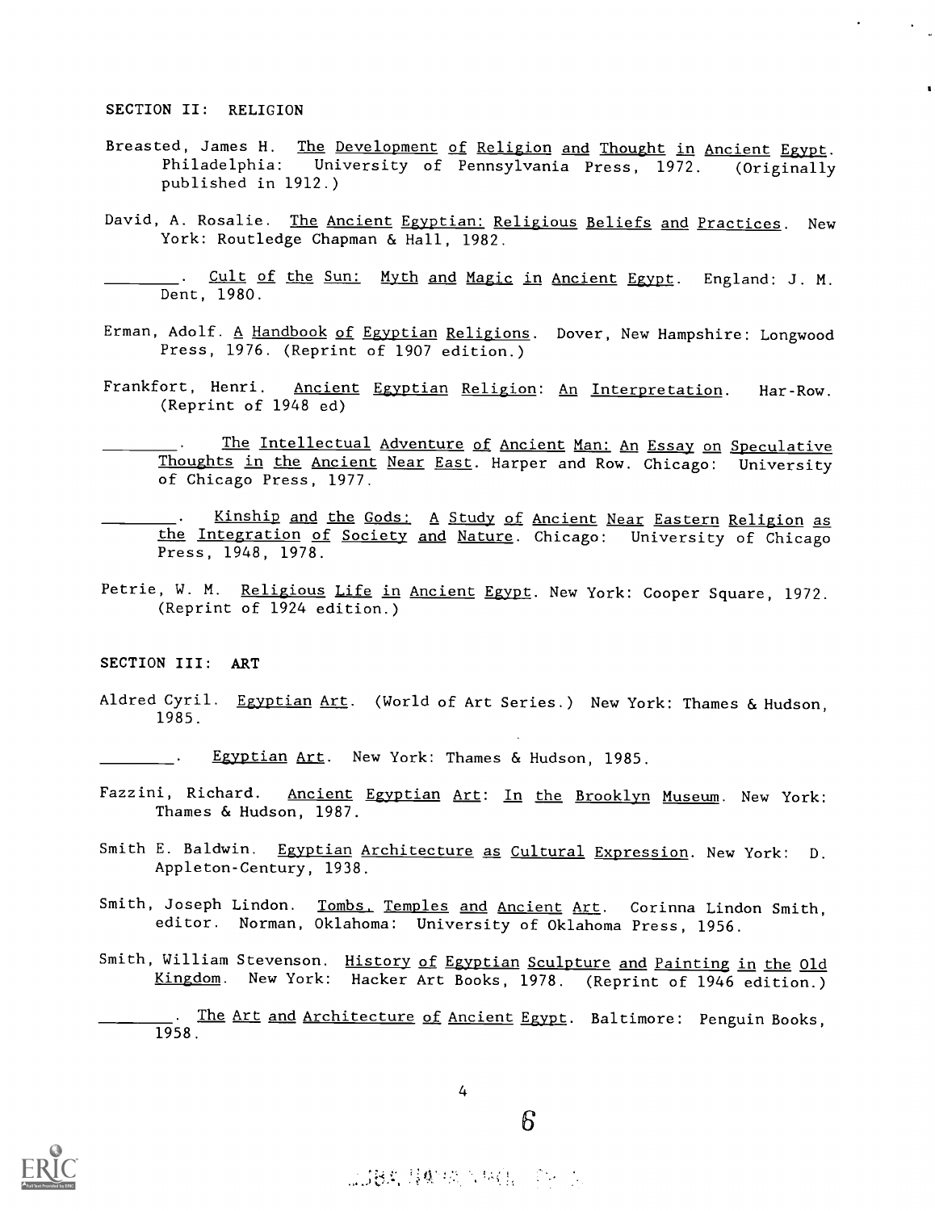## SECTION II: RELIGION

Breasted, James H. The Development of Religion and Thought in Ancient Egypt. Philadelphia: University of Pennsylvania Press, 1972. (Originally published in 1912.)

David, A. Rosalie. The Ancient Egyptian: Religious Beliefs and Practices. New York: Routledge Chapman & Hall, 1982.

________. Cult of the Sun: Myth and Magic in Ancient Egypt. England: J. M. Dent, 1980.

Erman, Adolf. A Handbook of Egyptian Religions. Dover, New Hampshire: Longwood Press, 1976. (Reprint of 1907 edition.)

Frankfort, Henri. Ancient Egyptian Religion: An Interpretation. Har-Row. (Reprint of 1948 ed)

________. The Intellectual Adventure of Ancient Man: An Essay on Speculative Thoughts in the Ancient Near East. Harper and Row. Chicago: University of Chicago Press, 1977.

________. Kinship and the Gods: A Study of Ancient Near Eastern Religion as the Integration of Society and Nature. Chicago: University of Chicago Press, 1948, 1978.

Petrie, W. M. Religious Life in Ancient Egypt. New York: Cooper Square, 1972. (Reprint of 1924 edition.)

## SECTION III: ART

Aldred Cyril. Egyptian Art. (World of Art Series.) New York: Thames & Hudson, 1985.

________. Egyptian Art. New York: Thames & Hudson, 1985.

Fazzini, Richard. Ancient Egyptian Art: In the Brooklyn Museum. New York: Thames & Hudson, 1987.

Smith E. Baldwin. Egyptian Architecture as Cultural Expression. New York: D. Appleton-Century, 1938.

Smith, Joseph Lindon. Tombs, Temples and Ancient Art. Corinna Lindon Smith, editor. Norman, Oklahoma: University of Oklahoma Press, 1956.

Smith, William Stevenson. History of Egyptian Sculpture and Painting in the Old Kingdom. New York: Hacker Art Books, 1978. (Reprint of 1946 edition.)

________. The Art and Architecture of Ancient Egypt. Baltimore: Penguin Books, 1958.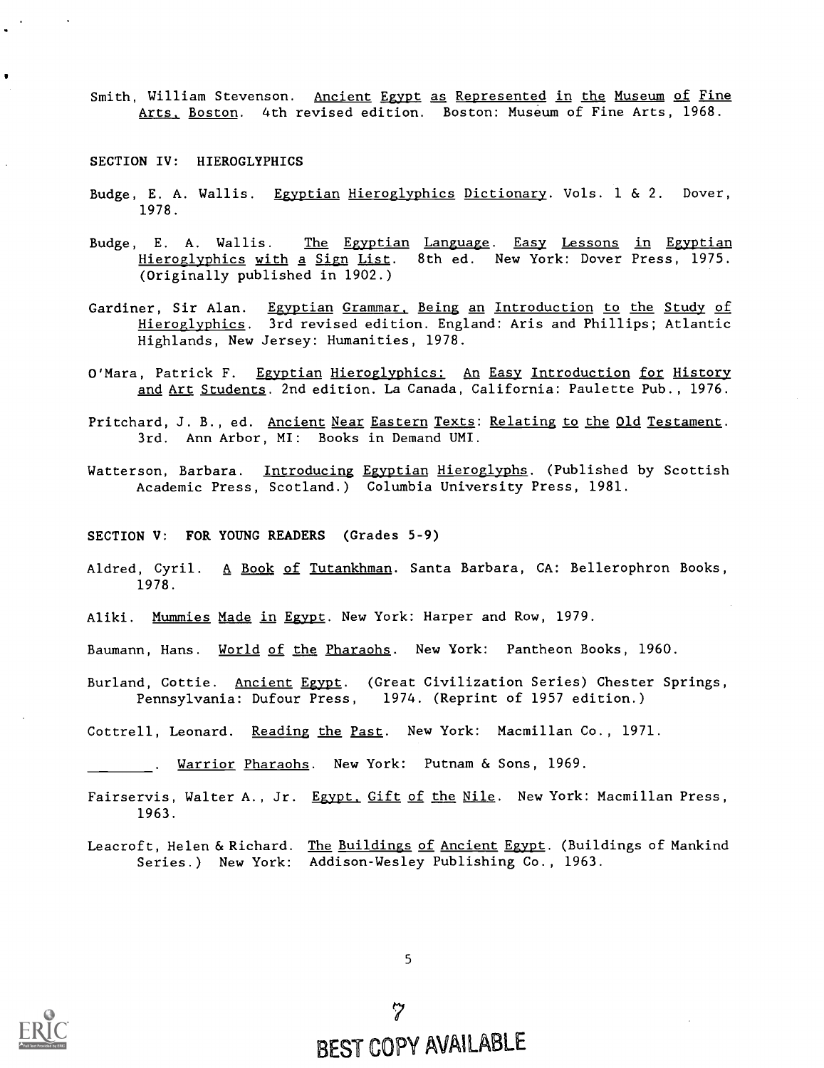Smith, William Stevenson. Ancient Egypt as Represented in the Museum of Fine Arts, Boston. 4th revised edition. Boston: Museum of Fine Arts, 1968.

## SECTION IV: HIEROGLYPHICS

Budge, E. A. Wallis. Egyptian Hieroglyphics Dictionary. Vols. 1 & 2. Dover, 1978.

Budge, E. A. Wallis. The Egyptian Language. Easy Lessons in Egyptian Hieroglyphics with a Sign List. 8th ed. New York: Dover Press, 1975. (Originally published in 1902.)

Gardiner, Sir Alan. Egyptian Grammar, Being an Introduction to the Study of Hieroglyphics. 3rd revised edition. England: Aris and Phillips; Atlantic Highlands, New Jersey: Humanities, 1978.

O'Mara, Patrick F. Egyptian Hieroglyphics: An Easy Introduction for History and Art Students. 2nd edition. La Canada, California: Paulette Pub., 1976.

Pritchard, J. B., ed. Ancient Near Eastern Texts: Relating to the Old Testament. 3rd. Ann Arbor, MI: Books in Demand UMI.

Watterson, Barbara. Introducing Egyptian Hieroglyphs. (Published by Scottish Academic Press, Scotland.) Columbia University Press, 1981.

## SECTION V: FOR YOUNG READERS (Grades 5-9)

Aldred, Cyril. A Book of Tutankhman. Santa Barbara, CA: Bellerophron Books, 1978.

Aliki. Mummies Made in Egypt. New York: Harper and Row, 1979.

Baumann, Hans. World of the Pharaohs. New York: Pantheon Books, 1960.

Burland, Cottie. Ancient Egypt. (Great Civilization Series) Chester Springs, Pennsylvania: Dufour Press, 1974. (Reprint of 1957 edition.)

Cottrell, Leonard. Reading the Past. New York: Macmillan Co., 1971.

________. Warrior Pharaohs. New York: Putnam & Sons, 1969.

Fairservis, Walter A., Jr. Egypt, Gift of the Nile. New York: Macmillan Press, 1963.

Leacroft, Helen & Richard. The Buildings of Ancient Egypt. (Buildings of Mankind Series.) New York: Addison-Wesley Publishing Co., 1963.

BEST COPY AVAILABLE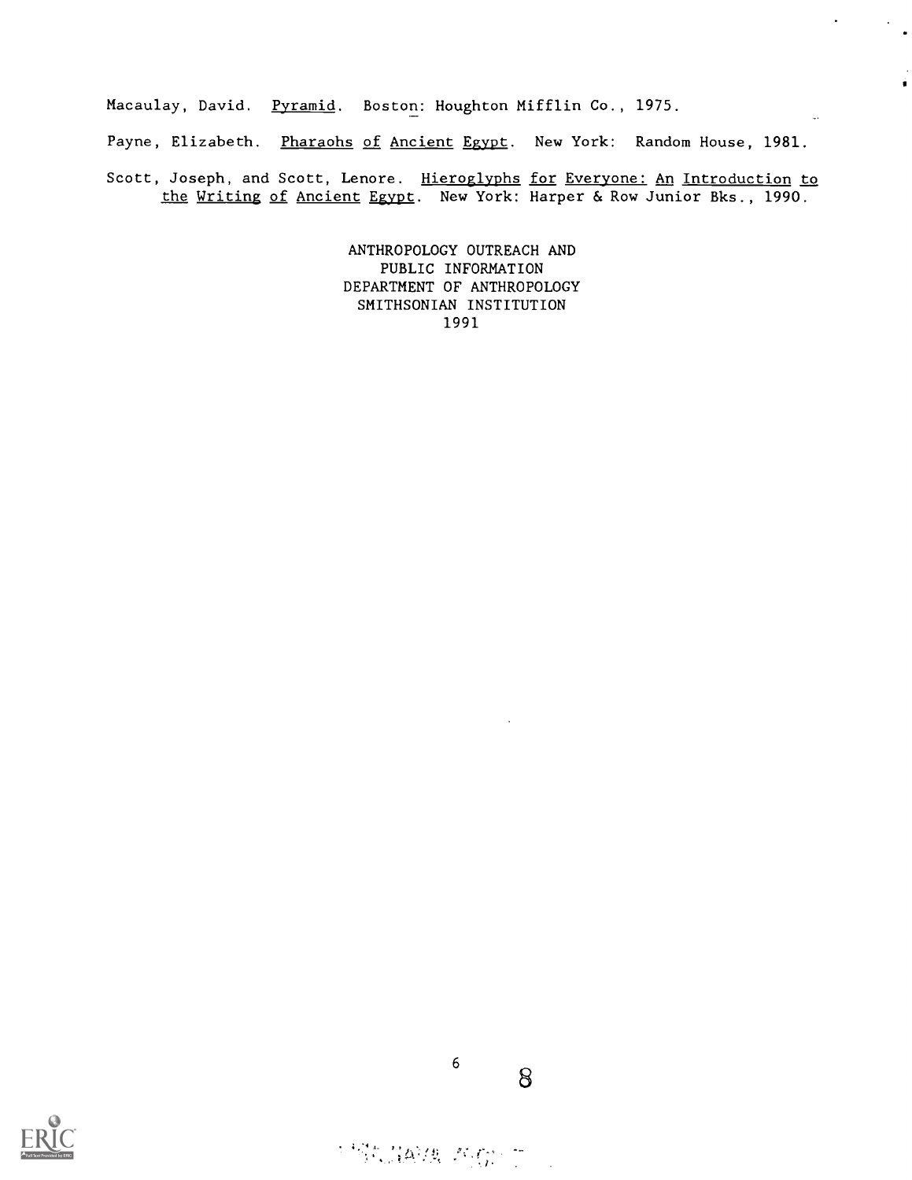Macaulay, David. Pyramid. Boston: Houghton Mifflin Co., 1975.

Payne, Elizabeth. Pharaohs of Ancient Egypt. New York: Random House, 1981.

Scott, Joseph, and Scott, Lenore. Hieroglyphs for Everyone: An Introduction to the Writing of Ancient Egypt. New York: Harper & Row Junior Bks., 1990.

ANTHROPOLOGY OUTREACH AND
PUBLIC INFORMATION
DEPARTMENT OF ANTHROPOLOGY
SMITHSONIAN INSTITUTION
1991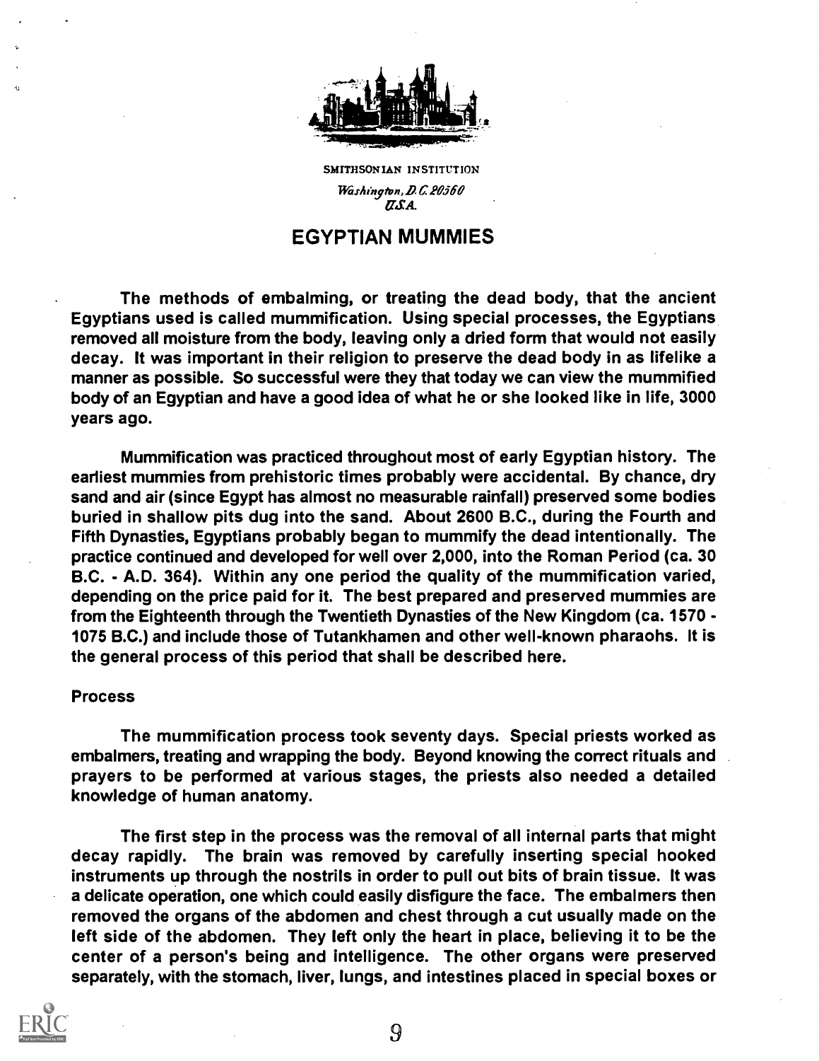SMITHSONIAN INSTITUTION

*Washington, D.C. 20560*
*U.S.A.*

# EGYPTIAN MUMMIES

The methods of embalming, or treating the dead body, that the ancient Egyptians used is called mummification. Using special processes, the Egyptians removed all moisture from the body, leaving only a dried form that would not easily decay. It was important in their religion to preserve the dead body in as lifelike a manner as possible. So successful were they that today we can view the mummified body of an Egyptian and have a good idea of what he or she looked like in life, 3000 years ago.

Mummification was practiced throughout most of early Egyptian history. The earliest mummies from prehistoric times probably were accidental. By chance, dry sand and air (since Egypt has almost no measurable rainfall) preserved some bodies buried in shallow pits dug into the sand. About 2600 B.C., during the Fourth and Fifth Dynasties, Egyptians probably began to mummify the dead intentionally. The practice continued and developed for well over 2,000, into the Roman Period (ca. 30 B.C. - A.D. 364). Within any one period the quality of the mummification varied, depending on the price paid for it. The best prepared and preserved mummies are from the Eighteenth through the Twentieth Dynasties of the New Kingdom (ca. 1570 - 1075 B.C.) and include those of Tutankhamen and other well-known pharaohs. It is the general process of this period that shall be described here.

## Process

The mummification process took seventy days. Special priests worked as embalmers, treating and wrapping the body. Beyond knowing the correct rituals and prayers to be performed at various stages, the priests also needed a detailed knowledge of human anatomy.

The first step in the process was the removal of all internal parts that might decay rapidly. The brain was removed by carefully inserting special hooked instruments up through the nostrils in order to pull out bits of brain tissue. It was a delicate operation, one which could easily disfigure the face. The embalmers then removed the organs of the abdomen and chest through a cut usually made on the left side of the abdomen. They left only the heart in place, believing it to be the center of a person's being and intelligence. The other organs were preserved separately, with the stomach, liver, lungs, and intestines placed in special boxes or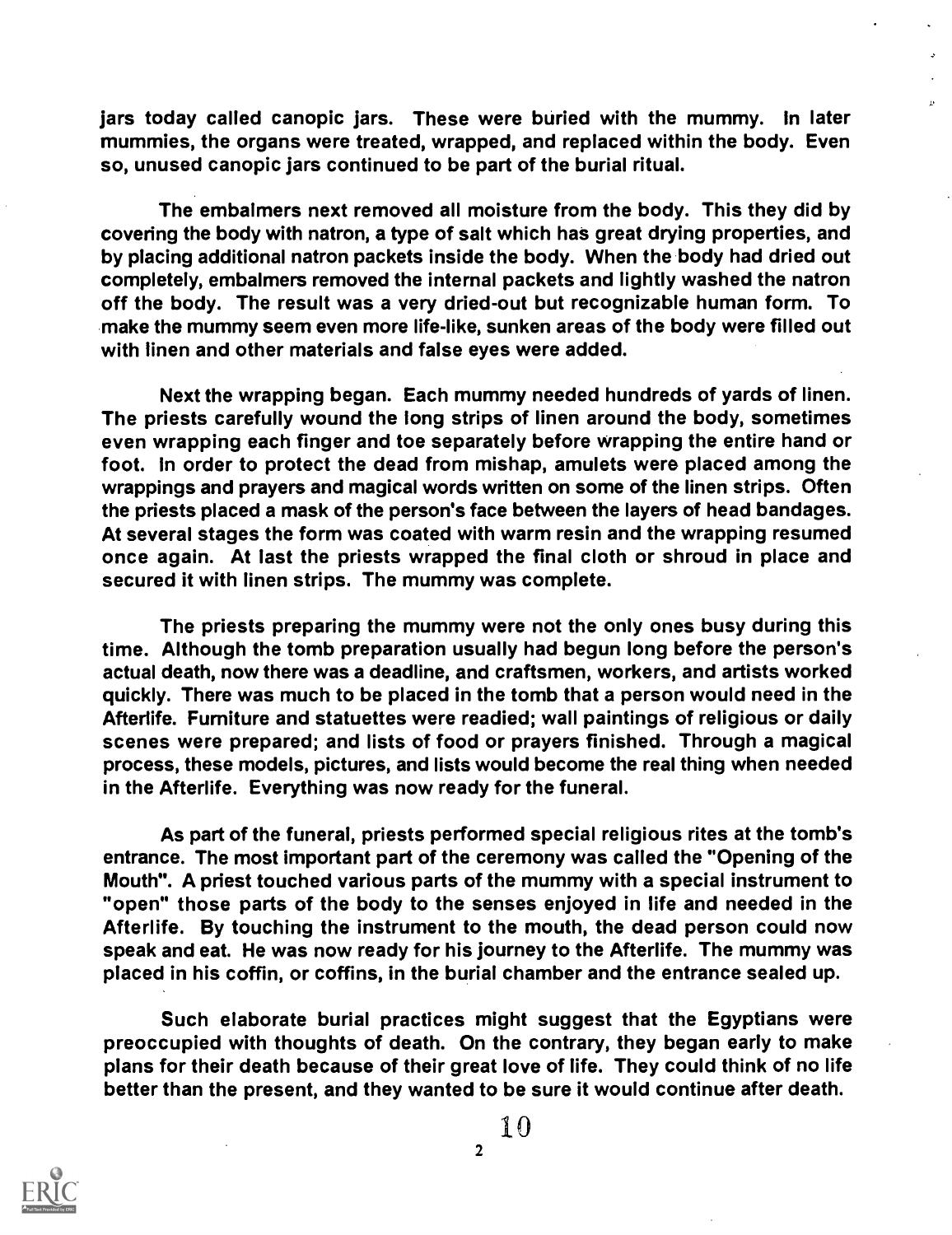jars today called canopic jars. These were buried with the mummy. In later mummies, the organs were treated, wrapped, and replaced within the body. Even so, unused canopic jars continued to be part of the burial ritual.

The embalmers next removed all moisture from the body. This they did by covering the body with natron, a type of salt which has great drying properties, and by placing additional natron packets inside the body. When the body had dried out completely, embalmers removed the internal packets and lightly washed the natron off the body. The result was a very dried-out but recognizable human form. To make the mummy seem even more life-like, sunken areas of the body were filled out with linen and other materials and false eyes were added.

Next the wrapping began. Each mummy needed hundreds of yards of linen. The priests carefully wound the long strips of linen around the body, sometimes even wrapping each finger and toe separately before wrapping the entire hand or foot. In order to protect the dead from mishap, amulets were placed among the wrappings and prayers and magical words written on some of the linen strips. Often the priests placed a mask of the person's face between the layers of head bandages. At several stages the form was coated with warm resin and the wrapping resumed once again. At last the priests wrapped the final cloth or shroud in place and secured it with linen strips. The mummy was complete.

The priests preparing the mummy were not the only ones busy during this time. Although the tomb preparation usually had begun long before the person's actual death, now there was a deadline, and craftsmen, workers, and artists worked quickly. There was much to be placed in the tomb that a person would need in the Afterlife. Furniture and statuettes were readied; wall paintings of religious or daily scenes were prepared; and lists of food or prayers finished. Through a magical process, these models, pictures, and lists would become the real thing when needed in the Afterlife. Everything was now ready for the funeral.

As part of the funeral, priests performed special religious rites at the tomb's entrance. The most important part of the ceremony was called the "Opening of the Mouth". A priest touched various parts of the mummy with a special instrument to "open" those parts of the body to the senses enjoyed in life and needed in the Afterlife. By touching the instrument to the mouth, the dead person could now speak and eat. He was now ready for his journey to the Afterlife. The mummy was placed in his coffin, or coffins, in the burial chamber and the entrance sealed up.

Such elaborate burial practices might suggest that the Egyptians were preoccupied with thoughts of death. On the contrary, they began early to make plans for their death because of their great love of life. They could think of no life better than the present, and they wanted to be sure it would continue after death.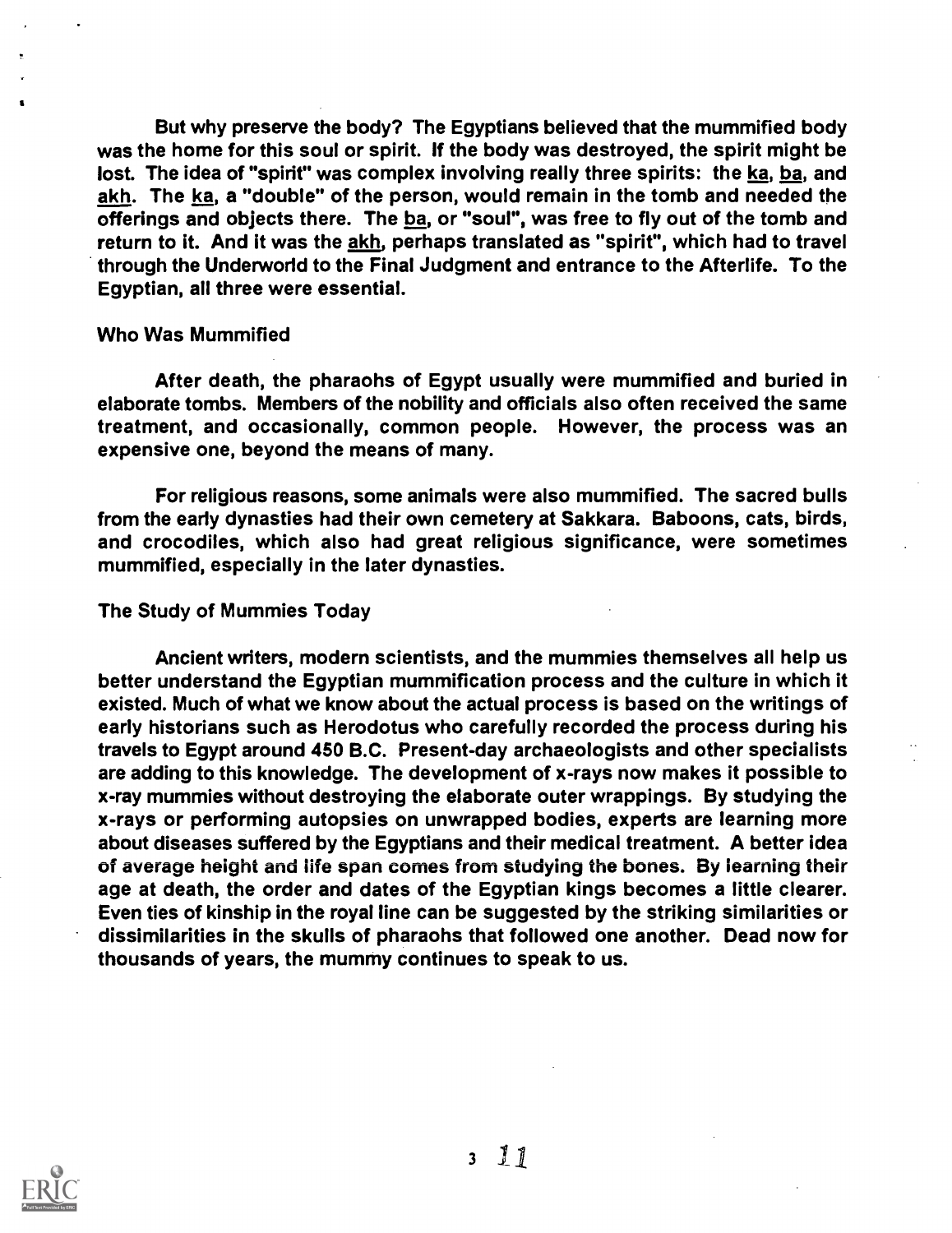But why preserve the body? The Egyptians believed that the mummified body was the home for this soul or spirit. If the body was destroyed, the spirit might be lost. The idea of "spirit" was complex involving really three spirits: the ka, ba, and akh. The ka, a "double" of the person, would remain in the tomb and needed the offerings and objects there. The ba, or "soul", was free to fly out of the tomb and return to it. And it was the akh, perhaps translated as "spirit", which had to travel through the Underworld to the Final Judgment and entrance to the Afterlife. To the Egyptian, all three were essential.

### Who Was Mummified

After death, the pharaohs of Egypt usually were mummified and buried in elaborate tombs. Members of the nobility and officials also often received the same treatment, and occasionally, common people. However, the process was an expensive one, beyond the means of many.

For religious reasons, some animals were also mummified. The sacred bulls from the early dynasties had their own cemetery at Sakkara. Baboons, cats, birds, and crocodiles, which also had great religious significance, were sometimes mummified, especially in the later dynasties.

### The Study of Mummies Today

Ancient writers, modern scientists, and the mummies themselves all help us better understand the Egyptian mummification process and the culture in which it existed. Much of what we know about the actual process is based on the writings of early historians such as Herodotus who carefully recorded the process during his travels to Egypt around 450 B.C. Present-day archaeologists and other specialists are adding to this knowledge. The development of x-rays now makes it possible to x-ray mummies without destroying the elaborate outer wrappings. By studying the x-rays or performing autopsies on unwrapped bodies, experts are learning more about diseases suffered by the Egyptians and their medical treatment. A better idea of average height and life span comes from studying the bones. By learning their age at death, the order and dates of the Egyptian kings becomes a little clearer. Even ties of kinship in the royal line can be suggested by the striking similarities or dissimilarities in the skulls of pharaohs that followed one another. Dead now for thousands of years, the mummy continues to speak to us.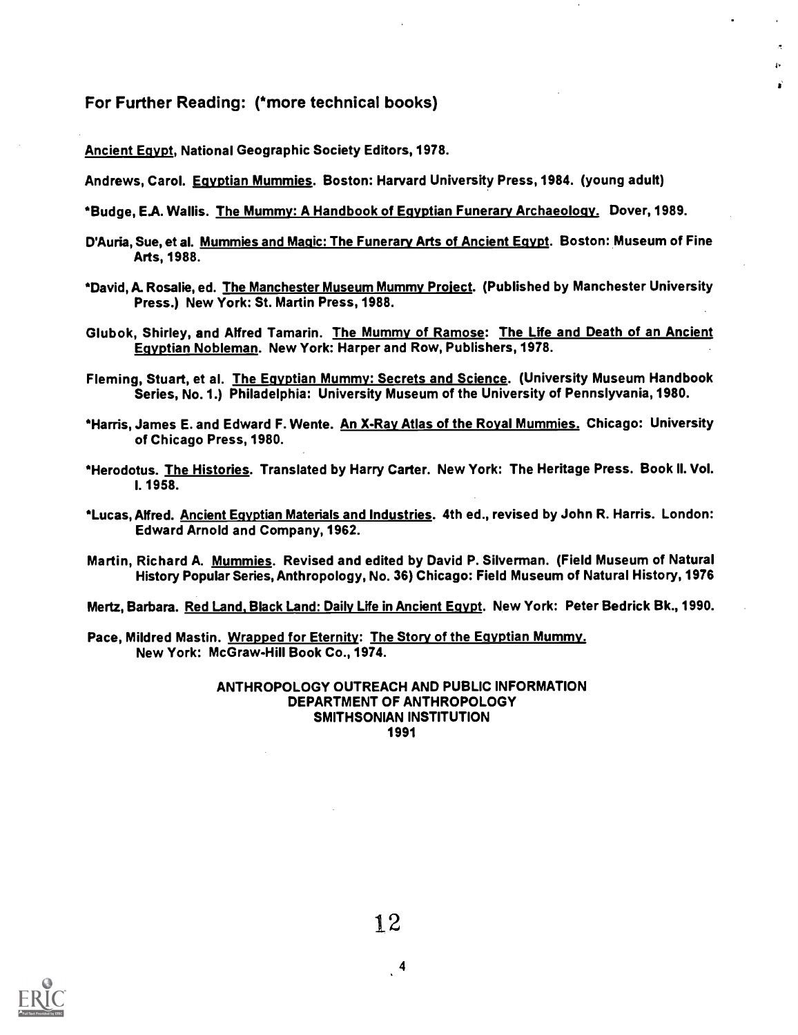## For Further Reading: (*more technical books)

Ancient Egypt, National Geographic Society Editors, 1978.

Andrews, Carol. Egyptian Mummies. Boston: Harvard University Press, 1984. (young adult)

*Budge, E.A. Wallis. The Mummy: A Handbook of Egyptian Funerary Archaeology. Dover, 1989.

D'Auria, Sue, et al. Mummies and Magic: The Funerary Arts of Ancient Egypt. Boston: Museum of Fine Arts, 1988.

*David, A. Rosalie, ed. The Manchester Museum Mummy Project. (Published by Manchester University Press.) New York: St. Martin Press, 1988.

Glubok, Shirley, and Alfred Tamarin. The Mummy of Ramose: The Life and Death of an Ancient Egyptian Nobleman. New York: Harper and Row, Publishers, 1978.

Fleming, Stuart, et al. The Egyptian Mummy: Secrets and Science. (University Museum Handbook Series, No. 1.) Philadelphia: University Museum of the University of Pennslyvania, 1980.

*Harris, James E. and Edward F. Wente. An X-Ray Atlas of the Royal Mummies. Chicago: University of Chicago Press, 1980.

*Herodotus. The Histories. Translated by Harry Carter. New York: The Heritage Press. Book II. Vol. I. 1958.

*Lucas, Alfred. Ancient Egyptian Materials and Industries. 4th ed., revised by John R. Harris. London: Edward Arnold and Company, 1962.

Martin, Richard A. Mummies. Revised and edited by David P. Silverman. (Field Museum of Natural History Popular Series, Anthropology, No. 36) Chicago: Field Museum of Natural History, 1976

Mertz, Barbara. Red Land, Black Land: Daily Life in Ancient Egypt. New York: Peter Bedrick Bk., 1990.

Pace, Mildred Mastin. Wrapped for Eternity: The Story of the Egyptian Mummy. New York: McGraw-Hill Book Co., 1974.

ANTHROPOLOGY OUTREACH AND PUBLIC INFORMATION
DEPARTMENT OF ANTHROPOLOGY
SMITHSONIAN INSTITUTION
1991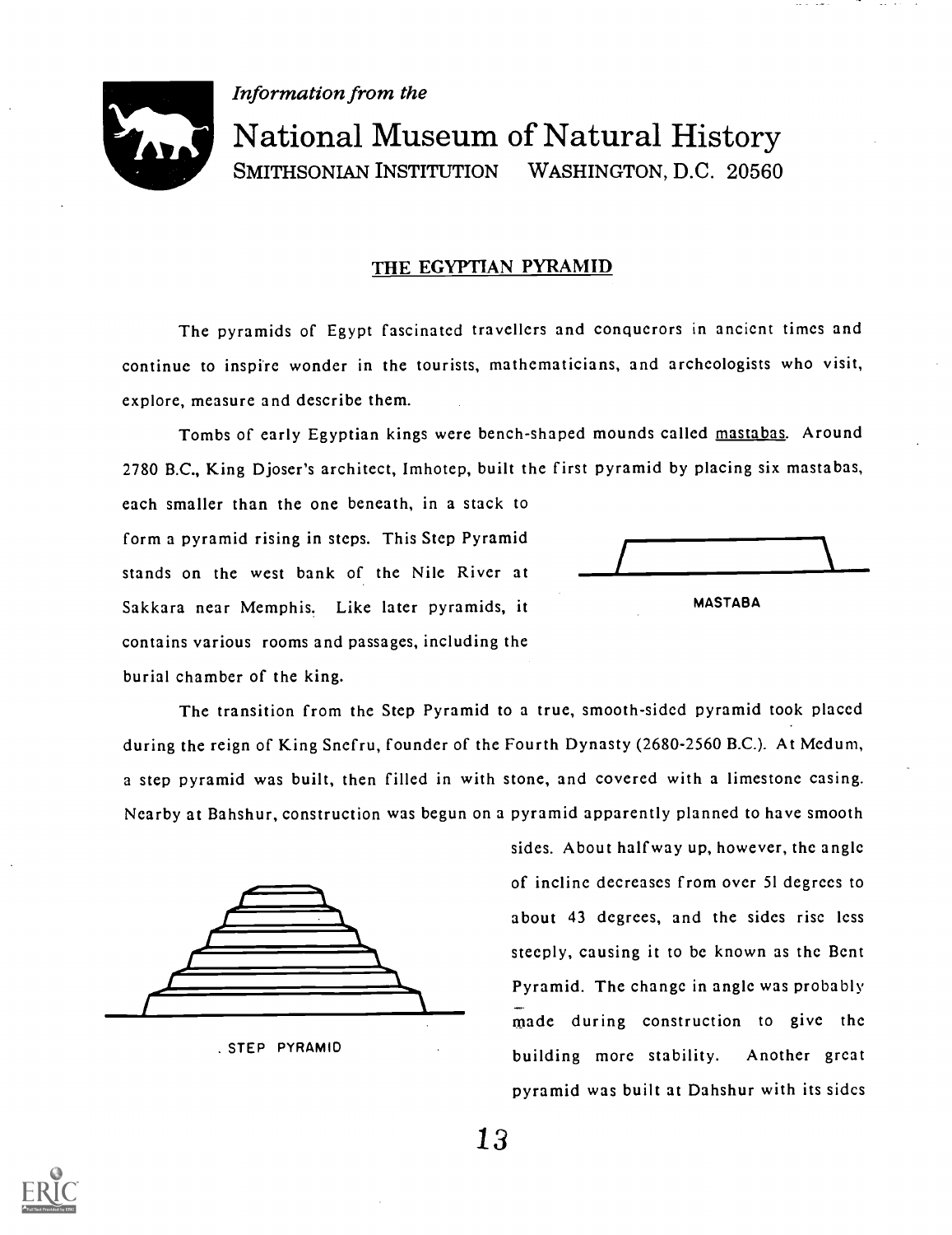*Information from the*

# National Museum of Natural History

SMITHSONIAN INSTITUTION WASHINGTON, D.C. 20560

## THE EGYPTIAN PYRAMID

The pyramids of Egypt fascinated travellers and conquerors in ancient times and continue to inspire wonder in the tourists, mathematicians, and archeologists who visit, explore, measure and describe them.

Tombs of early Egyptian kings were bench-shaped mounds called mastabas. Around 2780 B.C., King Djoser's architect, Imhotep, built the first pyramid by placing six mastabas, each smaller than the one beneath, in a stack to form a pyramid rising in steps. This Step Pyramid stands on the west bank of the Nile River at Sakkara near Memphis. Like later pyramids, it contains various rooms and passages, including the burial chamber of the king.

MASTABA

The transition from the Step Pyramid to a true, smooth-sided pyramid took placed during the reign of King Snefru, founder of the Fourth Dynasty (2680-2560 B.C.). At Medum, a step pyramid was built, then filled in with stone, and covered with a limestone casing. Nearby at Bahshur, construction was begun on a pyramid apparently planned to have smooth sides. About halfway up, however, the angle of incline decreases from over 51 degrees to about 43 degrees, and the sides rise less steeply, causing it to be known as the Bent Pyramid. The change in angle was probably made during construction to give the building more stability. Another great pyramid was built at Dahshur with its sides

STEP PYRAMID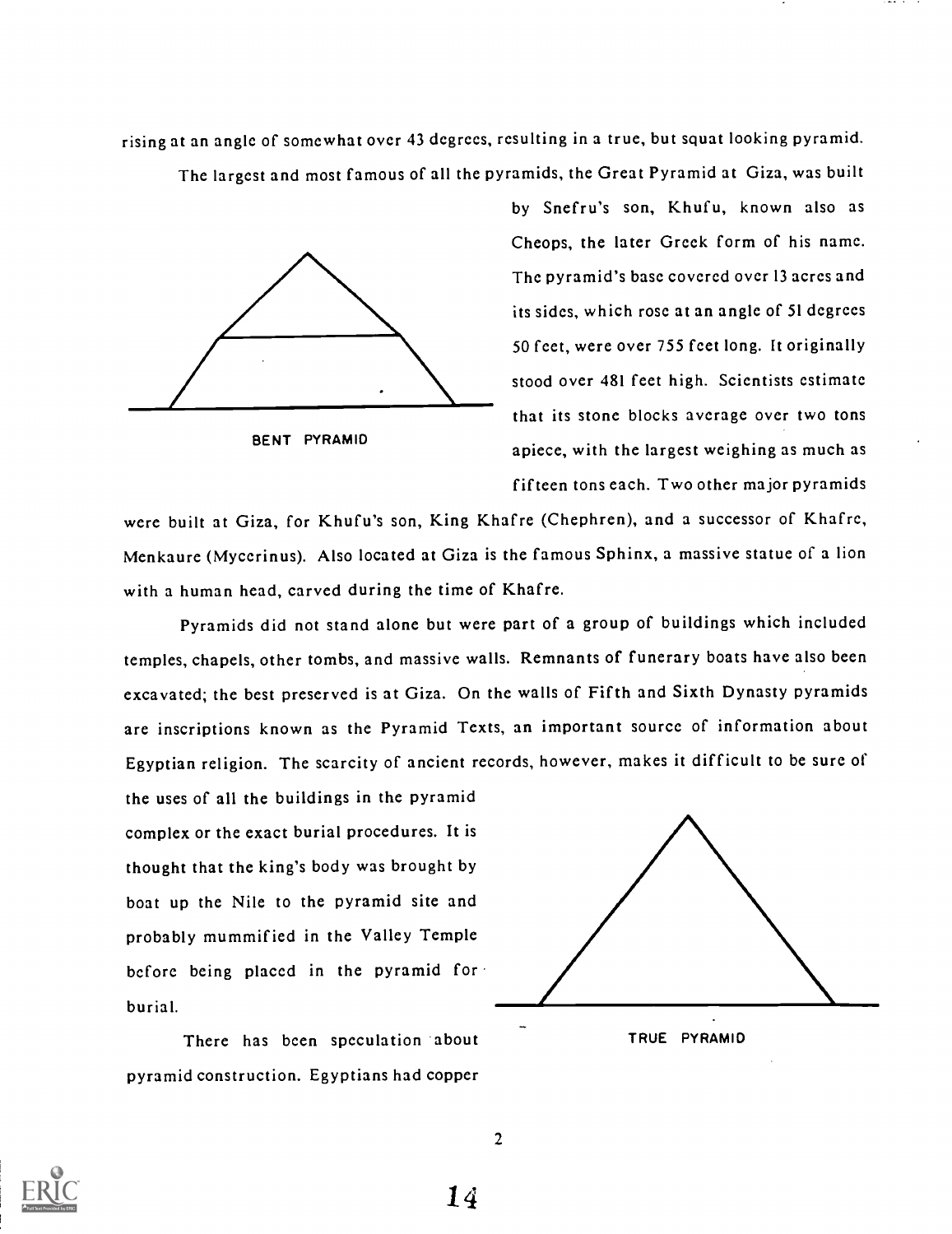rising at an angle of somewhat over 43 degrees, resulting in a true, but squat looking pyramid.

The largest and most famous of all the pyramids, the Great Pyramid at Giza, was built by Snefru's son, Khufu, known also as Cheops, the later Greek form of his name. The pyramid's base covered over 13 acres and its sides, which rose at an angle of 51 degrees 50 feet, were over 755 feet long. It originally stood over 481 feet high. Scientists estimate that its stone blocks average over two tons apiece, with the largest weighing as much as fifteen tons each. Two other major pyramids were built at Giza, for Khufu's son, King Khafre (Chephren), and a successor of Khafre, Menkaure (Mycerinus). Also located at Giza is the famous Sphinx, a massive statue of a lion with a human head, carved during the time of Khafre.

BENT PYRAMID

Pyramids did not stand alone but were part of a group of buildings which included temples, chapels, other tombs, and massive walls. Remnants of funerary boats have also been excavated; the best preserved is at Giza. On the walls of Fifth and Sixth Dynasty pyramids are inscriptions known as the Pyramid Texts, an important source of information about Egyptian religion. The scarcity of ancient records, however, makes it difficult to be sure of the uses of all the buildings in the pyramid complex or the exact burial procedures. It is thought that the king's body was brought by boat up the Nile to the pyramid site and probably mummified in the Valley Temple before being placed in the pyramid for burial.

TRUE PYRAMID

There has been speculation about pyramid construction. Egyptians had copper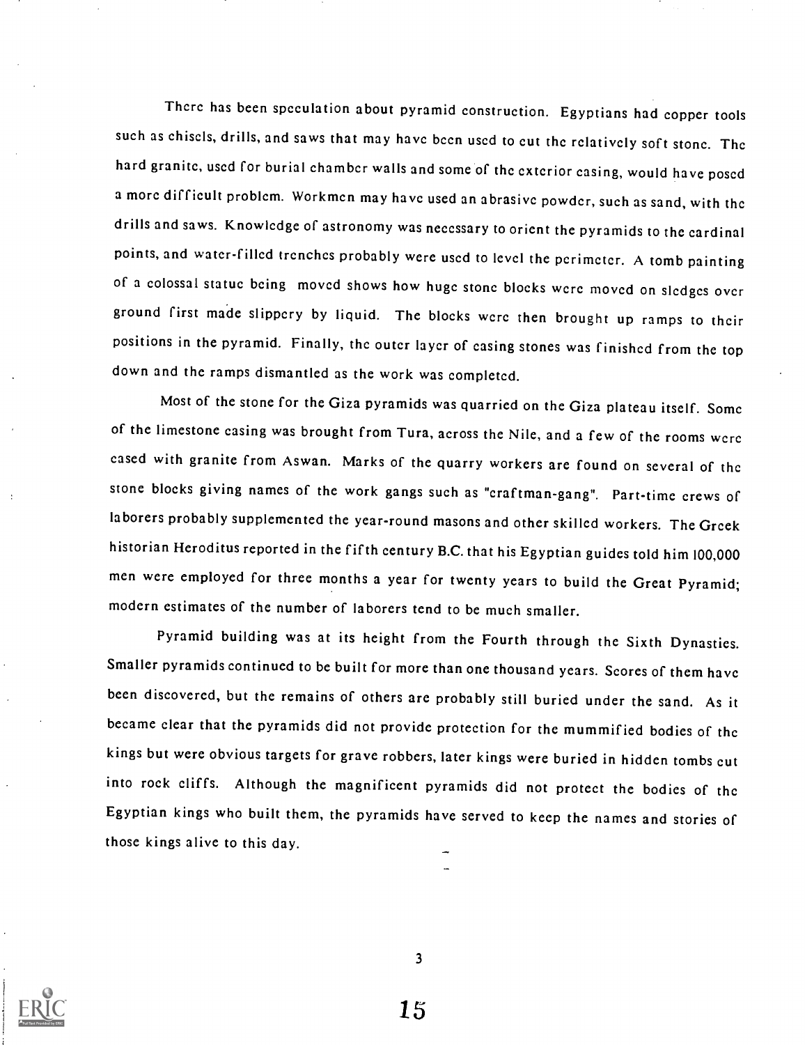There has been speculation about pyramid construction. Egyptians had copper tools such as chisels, drills, and saws that may have been used to cut the relatively soft stone. The hard granite, used for burial chamber walls and some of the exterior casing, would have posed a more difficult problem. Workmen may have used an abrasive powder, such as sand, with the drills and saws. Knowledge of astronomy was necessary to orient the pyramids to the cardinal points, and water-filled trenches probably were used to level the perimeter. A tomb painting of a colossal statue being moved shows how huge stone blocks were moved on sledges over ground first made slippery by liquid. The blocks were then brought up ramps to their positions in the pyramid. Finally, the outer layer of casing stones was finished from the top down and the ramps dismantled as the work was completed.

Most of the stone for the Giza pyramids was quarried on the Giza plateau itself. Some of the limestone casing was brought from Tura, across the Nile, and a few of the rooms were cased with granite from Aswan. Marks of the quarry workers are found on several of the stone blocks giving names of the work gangs such as "craftman-gang". Part-time crews of laborers probably supplemented the year-round masons and other skilled workers. The Greek historian Heroditus reported in the fifth century B.C. that his Egyptian guides told him 100,000 men were employed for three months a year for twenty years to build the Great Pyramid; modern estimates of the number of laborers tend to be much smaller.

Pyramid building was at its height from the Fourth through the Sixth Dynasties. Smaller pyramids continued to be built for more than one thousand years. Scores of them have been discovered, but the remains of others are probably still buried under the sand. As it became clear that the pyramids did not provide protection for the mummified bodies of the kings but were obvious targets for grave robbers, later kings were buried in hidden tombs cut into rock cliffs. Although the magnificent pyramids did not protect the bodies of the Egyptian kings who built them, the pyramids have served to keep the names and stories of those kings alive to this day.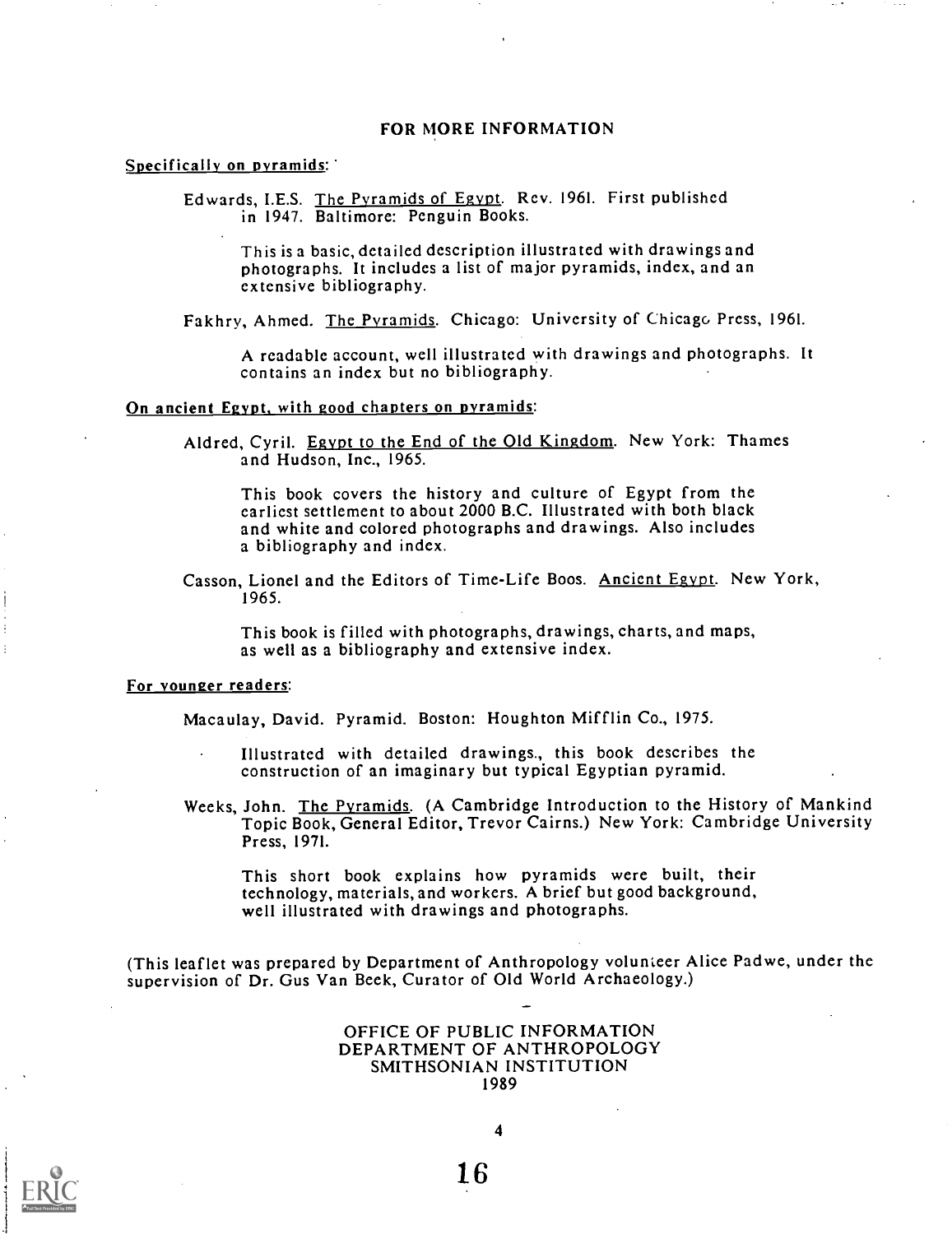## FOR MORE INFORMATION

Specifically on pyramids:

Edwards, I.E.S. The Pyramids of Egypt. Rev. 1961. First published in 1947. Baltimore: Penguin Books.

> This is a basic, detailed description illustrated with drawings and photographs. It includes a list of major pyramids, index, and an extensive bibliography.

Fakhry, Ahmed. The Pyramids. Chicago: University of Chicago Press, 1961.

> A readable account, well illustrated with drawings and photographs. It contains an index but no bibliography.

On ancient Egypt, with good chapters on pyramids:

Aldred, Cyril. Egypt to the End of the Old Kingdom. New York: Thames and Hudson, Inc., 1965.

> This book covers the history and culture of Egypt from the earliest settlement to about 2000 B.C. Illustrated with both black and white and colored photographs and drawings. Also includes a bibliography and index.

Casson, Lionel and the Editors of Time-Life Boos. Ancient Egypt. New York, 1965.

> This book is filled with photographs, drawings, charts, and maps, as well as a bibliography and extensive index.

For younger readers:

Macaulay, David. Pyramid. Boston: Houghton Mifflin Co., 1975.

> Illustrated with detailed drawings., this book describes the construction of an imaginary but typical Egyptian pyramid.

Weeks, John. The Pyramids. (A Cambridge Introduction to the History of Mankind Topic Book, General Editor, Trevor Cairns.) New York: Cambridge University Press, 1971.

> This short book explains how pyramids were built, their technology, materials, and workers. A brief but good background, well illustrated with drawings and photographs.

(This leaflet was prepared by Department of Anthropology volunteer Alice Padwe, under the supervision of Dr. Gus Van Beek, Curator of Old World Archaeology.)

OFFICE OF PUBLIC INFORMATION
DEPARTMENT OF ANTHROPOLOGY
SMITHSONIAN INSTITUTION
1989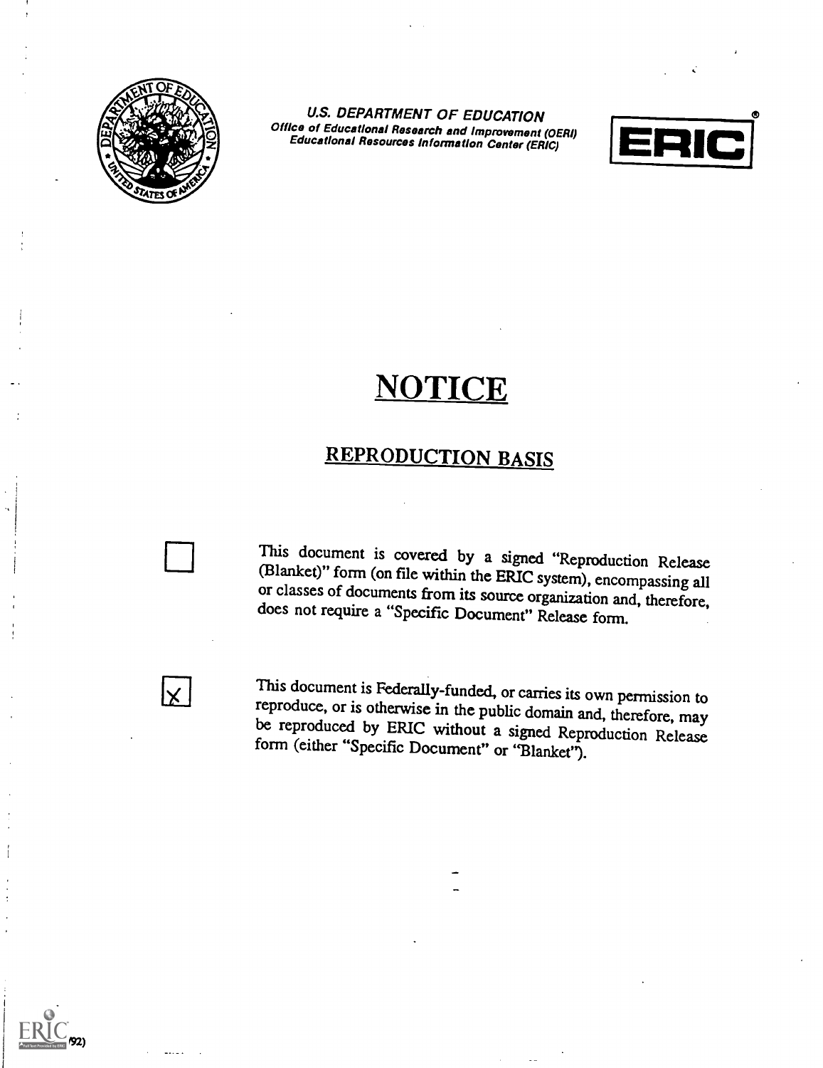U.S. DEPARTMENT OF EDUCATION
Office of Educational Research and Improvement (OERI)
Educational Resources Information Center (ERIC)

# NOTICE

## REPRODUCTION BASIS

- [ ] This document is covered by a signed "Reproduction Release (Blanket)" form (on file within the ERIC system), encompassing all or classes of documents from its source organization and, therefore, does not require a "Specific Document" Release form.

- [x] This document is Federally-funded, or carries its own permission to reproduce, or is otherwise in the public domain and, therefore, may be reproduced by ERIC without a signed Reproduction Release form (either "Specific Document" or "Blanket").